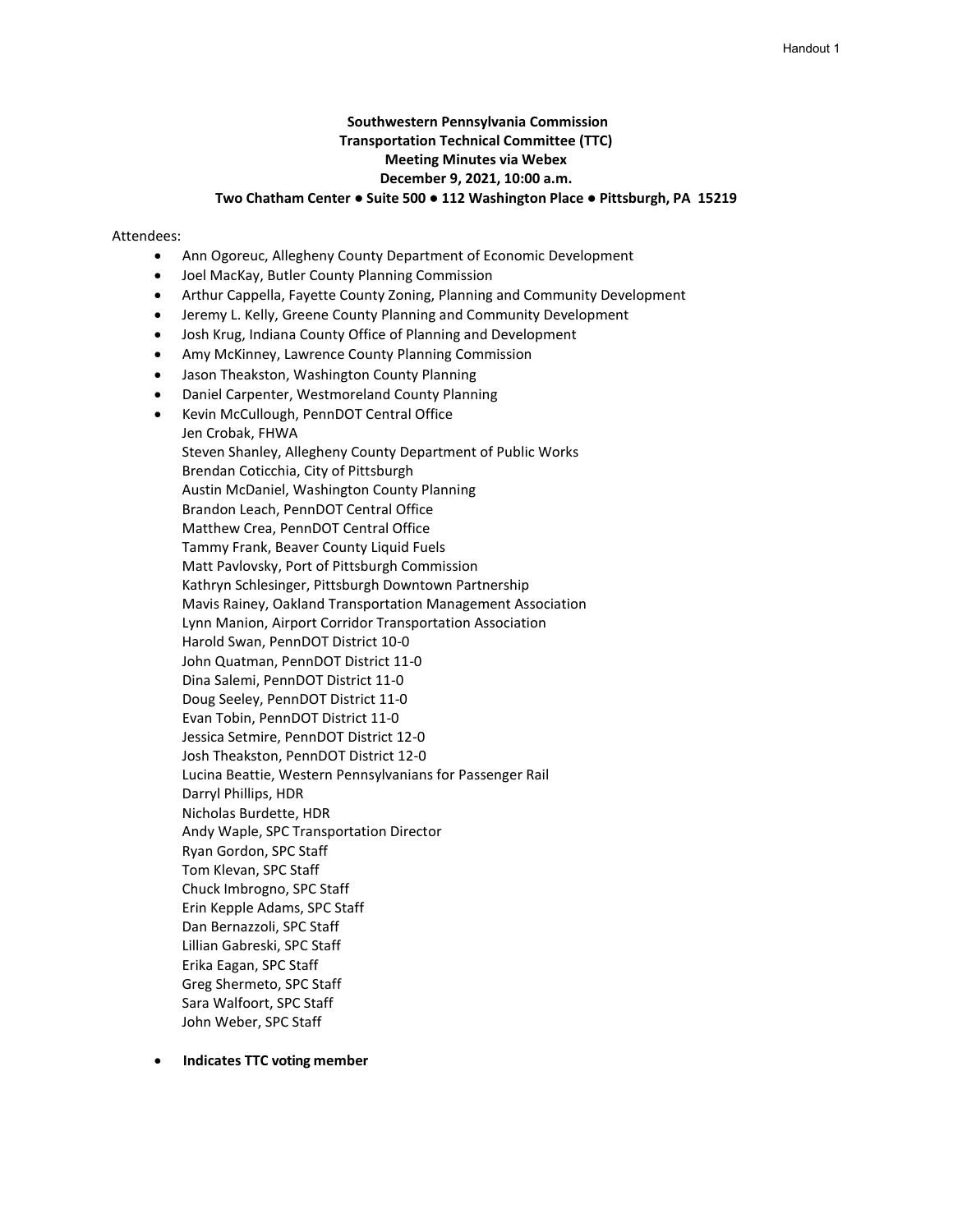Handout 1

**Southwestern Pennsylvania Commission**
**Transportation Technical Committee (TTC)**
**Meeting Minutes via Webex**
**December 9, 2021, 10:00 a.m.**
**Two Chatham Center ● Suite 500 ● 112 Washington Place ● Pittsburgh, PA 15219**

Attendees:

- Ann Ogoreuc, Allegheny County Department of Economic Development
- Joel MacKay, Butler County Planning Commission
- Arthur Cappella, Fayette County Zoning, Planning and Community Development
- Jeremy L. Kelly, Greene County Planning and Community Development
- Josh Krug, Indiana County Office of Planning and Development
- Amy McKinney, Lawrence County Planning Commission
- Jason Theakston, Washington County Planning
- Daniel Carpenter, Westmoreland County Planning
- Kevin McCullough, PennDOT Central Office

Jen Crobak, FHWA
Steven Shanley, Allegheny County Department of Public Works
Brendan Coticchia, City of Pittsburgh
Austin McDaniel, Washington County Planning
Brandon Leach, PennDOT Central Office
Matthew Crea, PennDOT Central Office
Tammy Frank, Beaver County Liquid Fuels
Matt Pavlovsky, Port of Pittsburgh Commission
Kathryn Schlesinger, Pittsburgh Downtown Partnership
Mavis Rainey, Oakland Transportation Management Association
Lynn Manion, Airport Corridor Transportation Association
Harold Swan, PennDOT District 10-0
John Quatman, PennDOT District 11-0
Dina Salemi, PennDOT District 11-0
Doug Seeley, PennDOT District 11-0
Evan Tobin, PennDOT District 11-0
Jessica Setmire, PennDOT District 12-0
Josh Theakston, PennDOT District 12-0
Lucina Beattie, Western Pennsylvanians for Passenger Rail
Darryl Phillips, HDR
Nicholas Burdette, HDR
Andy Waple, SPC Transportation Director
Ryan Gordon, SPC Staff
Tom Klevan, SPC Staff
Chuck Imbrogno, SPC Staff
Erin Kepple Adams, SPC Staff
Dan Bernazzoli, SPC Staff
Lillian Gabreski, SPC Staff
Erika Eagan, SPC Staff
Greg Shermeto, SPC Staff
Sara Walfoort, SPC Staff
John Weber, SPC Staff

- **Indicates TTC voting member**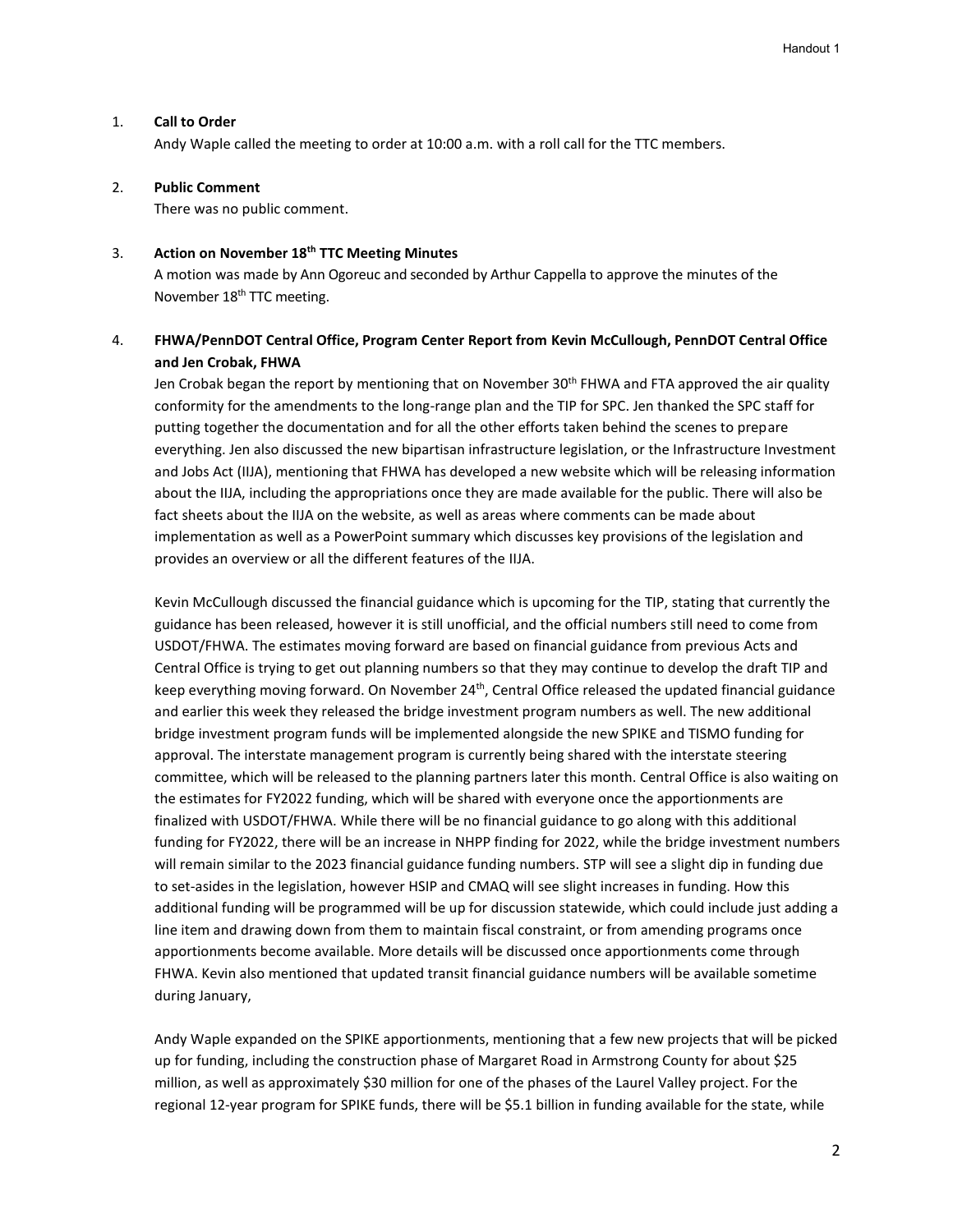1. **Call to Order**

   Andy Waple called the meeting to order at 10:00 a.m. with a roll call for the TTC members.

2. **Public Comment**

   There was no public comment.

3. **Action on November 18th TTC Meeting Minutes**

   A motion was made by Ann Ogoreuc and seconded by Arthur Cappella to approve the minutes of the November 18th TTC meeting.

4. **FHWA/PennDOT Central Office, Program Center Report from Kevin McCullough, PennDOT Central Office and Jen Crobak, FHWA**

   Jen Crobak began the report by mentioning that on November 30th FHWA and FTA approved the air quality conformity for the amendments to the long-range plan and the TIP for SPC. Jen thanked the SPC staff for putting together the documentation and for all the other efforts taken behind the scenes to prepare everything. Jen also discussed the new bipartisan infrastructure legislation, or the Infrastructure Investment and Jobs Act (IIJA), mentioning that FHWA has developed a new website which will be releasing information about the IIJA, including the appropriations once they are made available for the public. There will also be fact sheets about the IIJA on the website, as well as areas where comments can be made about implementation as well as a PowerPoint summary which discusses key provisions of the legislation and provides an overview or all the different features of the IIJA.

   Kevin McCullough discussed the financial guidance which is upcoming for the TIP, stating that currently the guidance has been released, however it is still unofficial, and the official numbers still need to come from USDOT/FHWA. The estimates moving forward are based on financial guidance from previous Acts and Central Office is trying to get out planning numbers so that they may continue to develop the draft TIP and keep everything moving forward. On November 24th, Central Office released the updated financial guidance and earlier this week they released the bridge investment program numbers as well. The new additional bridge investment program funds will be implemented alongside the new SPIKE and TISMO funding for approval. The interstate management program is currently being shared with the interstate steering committee, which will be released to the planning partners later this month. Central Office is also waiting on the estimates for FY2022 funding, which will be shared with everyone once the apportionments are finalized with USDOT/FHWA. While there will be no financial guidance to go along with this additional funding for FY2022, there will be an increase in NHPP finding for 2022, while the bridge investment numbers will remain similar to the 2023 financial guidance funding numbers. STP will see a slight dip in funding due to set-asides in the legislation, however HSIP and CMAQ will see slight increases in funding. How this additional funding will be programmed will be up for discussion statewide, which could include just adding a line item and drawing down from them to maintain fiscal constraint, or from amending programs once apportionments become available. More details will be discussed once apportionments come through FHWA. Kevin also mentioned that updated transit financial guidance numbers will be available sometime during January,

   Andy Waple expanded on the SPIKE apportionments, mentioning that a few new projects that will be picked up for funding, including the construction phase of Margaret Road in Armstrong County for about $25 million, as well as approximately $30 million for one of the phases of the Laurel Valley project. For the regional 12-year program for SPIKE funds, there will be $5.1 billion in funding available for the state, while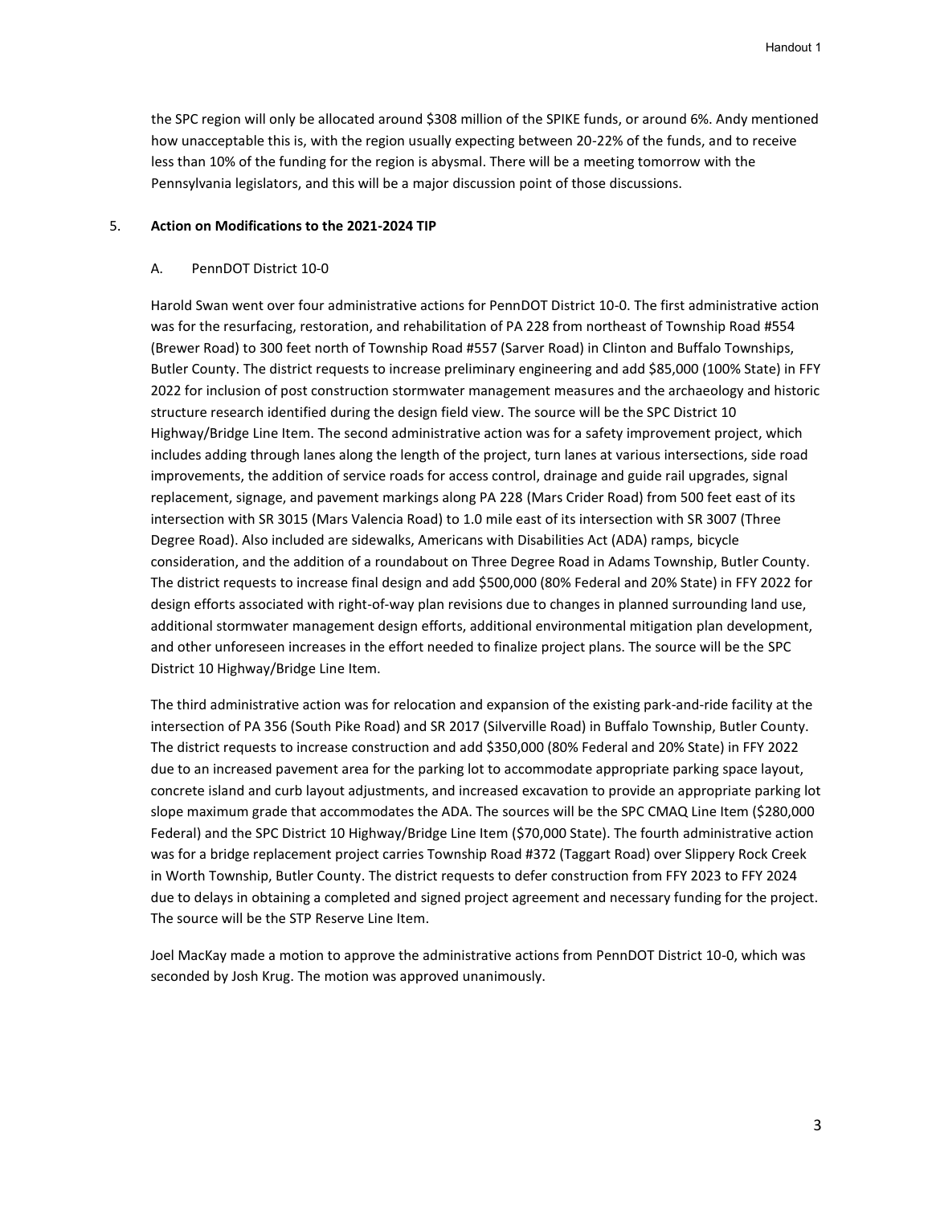the SPC region will only be allocated around $308 million of the SPIKE funds, or around 6%. Andy mentioned how unacceptable this is, with the region usually expecting between 20-22% of the funds, and to receive less than 10% of the funding for the region is abysmal. There will be a meeting tomorrow with the Pennsylvania legislators, and this will be a major discussion point of those discussions.

5. **Action on Modifications to the 2021-2024 TIP**

A. PennDOT District 10-0

Harold Swan went over four administrative actions for PennDOT District 10-0. The first administrative action was for the resurfacing, restoration, and rehabilitation of PA 228 from northeast of Township Road #554 (Brewer Road) to 300 feet north of Township Road #557 (Sarver Road) in Clinton and Buffalo Townships, Butler County. The district requests to increase preliminary engineering and add $85,000 (100% State) in FFY 2022 for inclusion of post construction stormwater management measures and the archaeology and historic structure research identified during the design field view. The source will be the SPC District 10 Highway/Bridge Line Item. The second administrative action was for a safety improvement project, which includes adding through lanes along the length of the project, turn lanes at various intersections, side road improvements, the addition of service roads for access control, drainage and guide rail upgrades, signal replacement, signage, and pavement markings along PA 228 (Mars Crider Road) from 500 feet east of its intersection with SR 3015 (Mars Valencia Road) to 1.0 mile east of its intersection with SR 3007 (Three Degree Road). Also included are sidewalks, Americans with Disabilities Act (ADA) ramps, bicycle consideration, and the addition of a roundabout on Three Degree Road in Adams Township, Butler County. The district requests to increase final design and add $500,000 (80% Federal and 20% State) in FFY 2022 for design efforts associated with right-of-way plan revisions due to changes in planned surrounding land use, additional stormwater management design efforts, additional environmental mitigation plan development, and other unforeseen increases in the effort needed to finalize project plans. The source will be the SPC District 10 Highway/Bridge Line Item.

The third administrative action was for relocation and expansion of the existing park-and-ride facility at the intersection of PA 356 (South Pike Road) and SR 2017 (Silverville Road) in Buffalo Township, Butler County. The district requests to increase construction and add $350,000 (80% Federal and 20% State) in FFY 2022 due to an increased pavement area for the parking lot to accommodate appropriate parking space layout, concrete island and curb layout adjustments, and increased excavation to provide an appropriate parking lot slope maximum grade that accommodates the ADA. The sources will be the SPC CMAQ Line Item ($280,000 Federal) and the SPC District 10 Highway/Bridge Line Item ($70,000 State). The fourth administrative action was for a bridge replacement project carries Township Road #372 (Taggart Road) over Slippery Rock Creek in Worth Township, Butler County. The district requests to defer construction from FFY 2023 to FFY 2024 due to delays in obtaining a completed and signed project agreement and necessary funding for the project. The source will be the STP Reserve Line Item.

Joel MacKay made a motion to approve the administrative actions from PennDOT District 10-0, which was seconded by Josh Krug. The motion was approved unanimously.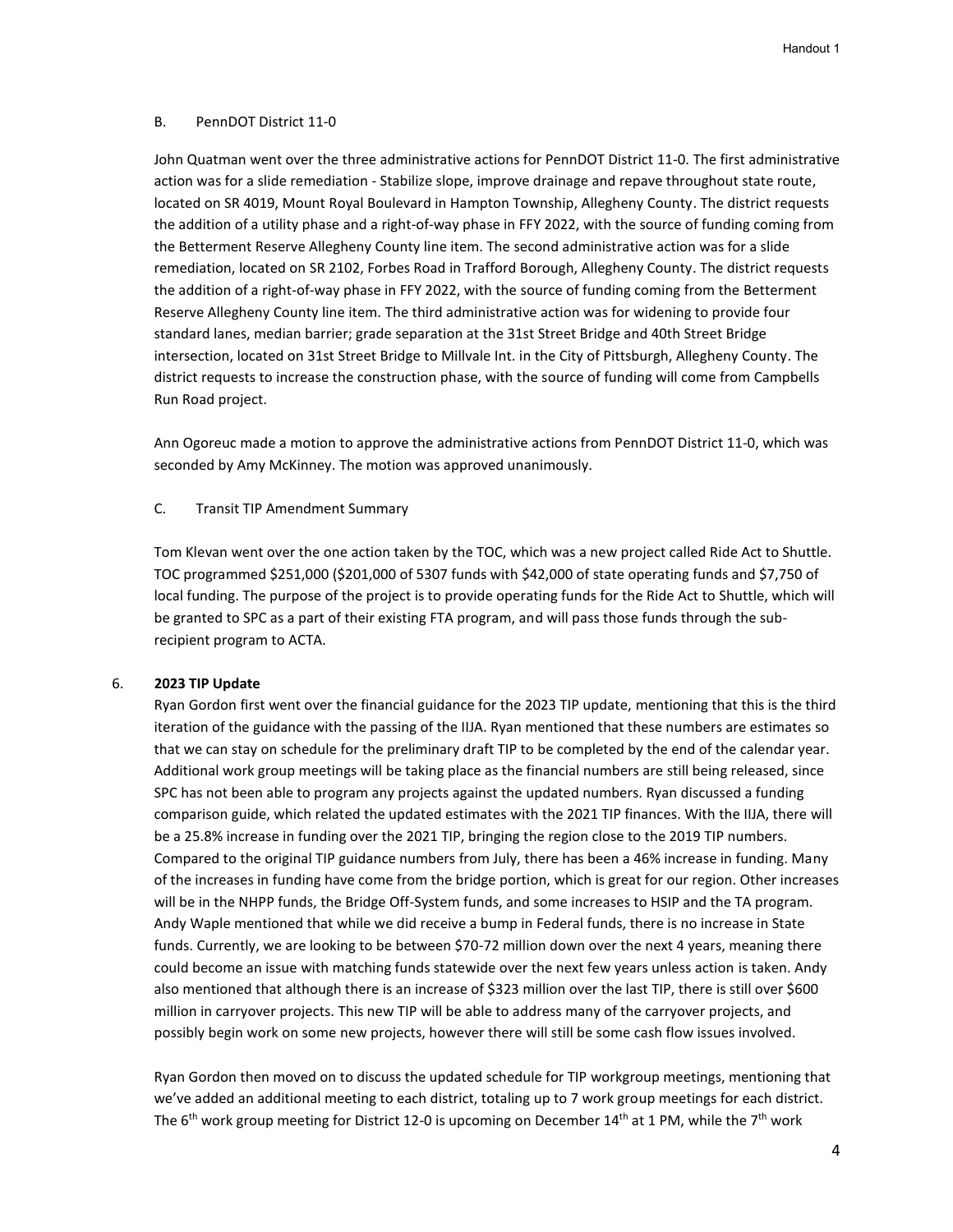B. PennDOT District 11-0

John Quatman went over the three administrative actions for PennDOT District 11-0. The first administrative action was for a slide remediation - Stabilize slope, improve drainage and repave throughout state route, located on SR 4019, Mount Royal Boulevard in Hampton Township, Allegheny County. The district requests the addition of a utility phase and a right-of-way phase in FFY 2022, with the source of funding coming from the Betterment Reserve Allegheny County line item. The second administrative action was for a slide remediation, located on SR 2102, Forbes Road in Trafford Borough, Allegheny County. The district requests the addition of a right-of-way phase in FFY 2022, with the source of funding coming from the Betterment Reserve Allegheny County line item. The third administrative action was for widening to provide four standard lanes, median barrier; grade separation at the 31st Street Bridge and 40th Street Bridge intersection, located on 31st Street Bridge to Millvale Int. in the City of Pittsburgh, Allegheny County. The district requests to increase the construction phase, with the source of funding will come from Campbells Run Road project.

Ann Ogoreuc made a motion to approve the administrative actions from PennDOT District 11-0, which was seconded by Amy McKinney. The motion was approved unanimously.

C. Transit TIP Amendment Summary

Tom Klevan went over the one action taken by the TOC, which was a new project called Ride Act to Shuttle. TOC programmed $251,000 ($201,000 of 5307 funds with $42,000 of state operating funds and $7,750 of local funding. The purpose of the project is to provide operating funds for the Ride Act to Shuttle, which will be granted to SPC as a part of their existing FTA program, and will pass those funds through the sub-recipient program to ACTA.

6. **2023 TIP Update**

Ryan Gordon first went over the financial guidance for the 2023 TIP update, mentioning that this is the third iteration of the guidance with the passing of the IIJA. Ryan mentioned that these numbers are estimates so that we can stay on schedule for the preliminary draft TIP to be completed by the end of the calendar year. Additional work group meetings will be taking place as the financial numbers are still being released, since SPC has not been able to program any projects against the updated numbers. Ryan discussed a funding comparison guide, which related the updated estimates with the 2021 TIP finances. With the IIJA, there will be a 25.8% increase in funding over the 2021 TIP, bringing the region close to the 2019 TIP numbers. Compared to the original TIP guidance numbers from July, there has been a 46% increase in funding. Many of the increases in funding have come from the bridge portion, which is great for our region. Other increases will be in the NHPP funds, the Bridge Off-System funds, and some increases to HSIP and the TA program. Andy Waple mentioned that while we did receive a bump in Federal funds, there is no increase in State funds. Currently, we are looking to be between $70-72 million down over the next 4 years, meaning there could become an issue with matching funds statewide over the next few years unless action is taken. Andy also mentioned that although there is an increase of $323 million over the last TIP, there is still over $600 million in carryover projects. This new TIP will be able to address many of the carryover projects, and possibly begin work on some new projects, however there will still be some cash flow issues involved.

Ryan Gordon then moved on to discuss the updated schedule for TIP workgroup meetings, mentioning that we've added an additional meeting to each district, totaling up to 7 work group meetings for each district. The 6th work group meeting for District 12-0 is upcoming on December 14th at 1 PM, while the 7th work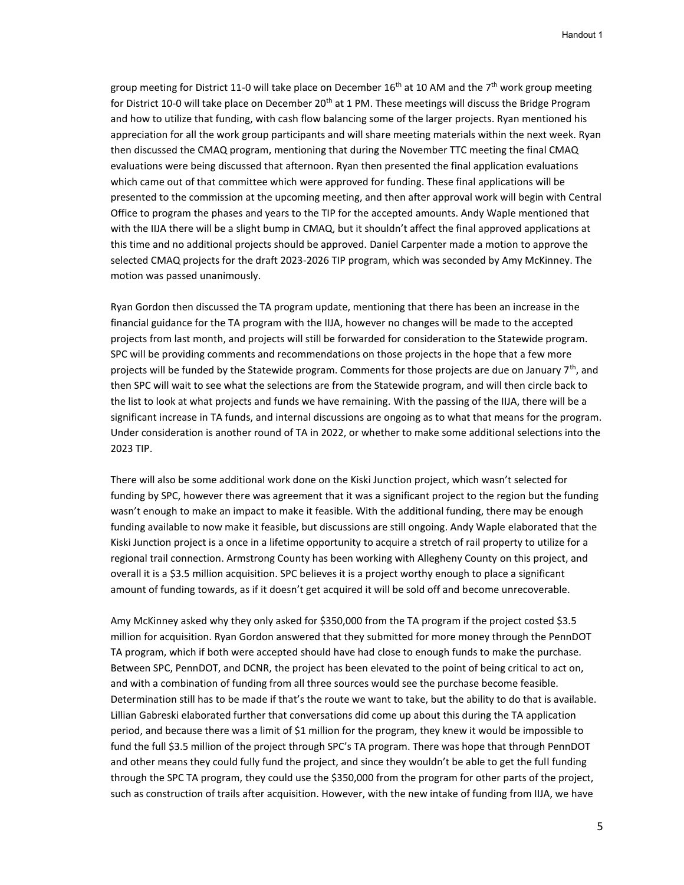group meeting for District 11-0 will take place on December 16th at 10 AM and the 7th work group meeting for District 10-0 will take place on December 20th at 1 PM. These meetings will discuss the Bridge Program and how to utilize that funding, with cash flow balancing some of the larger projects. Ryan mentioned his appreciation for all the work group participants and will share meeting materials within the next week. Ryan then discussed the CMAQ program, mentioning that during the November TTC meeting the final CMAQ evaluations were being discussed that afternoon. Ryan then presented the final application evaluations which came out of that committee which were approved for funding. These final applications will be presented to the commission at the upcoming meeting, and then after approval work will begin with Central Office to program the phases and years to the TIP for the accepted amounts. Andy Waple mentioned that with the IIJA there will be a slight bump in CMAQ, but it shouldn't affect the final approved applications at this time and no additional projects should be approved. Daniel Carpenter made a motion to approve the selected CMAQ projects for the draft 2023-2026 TIP program, which was seconded by Amy McKinney. The motion was passed unanimously.

Ryan Gordon then discussed the TA program update, mentioning that there has been an increase in the financial guidance for the TA program with the IIJA, however no changes will be made to the accepted projects from last month, and projects will still be forwarded for consideration to the Statewide program. SPC will be providing comments and recommendations on those projects in the hope that a few more projects will be funded by the Statewide program. Comments for those projects are due on January 7th, and then SPC will wait to see what the selections are from the Statewide program, and will then circle back to the list to look at what projects and funds we have remaining. With the passing of the IIJA, there will be a significant increase in TA funds, and internal discussions are ongoing as to what that means for the program. Under consideration is another round of TA in 2022, or whether to make some additional selections into the 2023 TIP.

There will also be some additional work done on the Kiski Junction project, which wasn't selected for funding by SPC, however there was agreement that it was a significant project to the region but the funding wasn't enough to make an impact to make it feasible. With the additional funding, there may be enough funding available to now make it feasible, but discussions are still ongoing. Andy Waple elaborated that the Kiski Junction project is a once in a lifetime opportunity to acquire a stretch of rail property to utilize for a regional trail connection. Armstrong County has been working with Allegheny County on this project, and overall it is a $3.5 million acquisition. SPC believes it is a project worthy enough to place a significant amount of funding towards, as if it doesn't get acquired it will be sold off and become unrecoverable.

Amy McKinney asked why they only asked for $350,000 from the TA program if the project costed $3.5 million for acquisition. Ryan Gordon answered that they submitted for more money through the PennDOT TA program, which if both were accepted should have had close to enough funds to make the purchase. Between SPC, PennDOT, and DCNR, the project has been elevated to the point of being critical to act on, and with a combination of funding from all three sources would see the purchase become feasible. Determination still has to be made if that's the route we want to take, but the ability to do that is available. Lillian Gabreski elaborated further that conversations did come up about this during the TA application period, and because there was a limit of $1 million for the program, they knew it would be impossible to fund the full $3.5 million of the project through SPC's TA program. There was hope that through PennDOT and other means they could fully fund the project, and since they wouldn't be able to get the full funding through the SPC TA program, they could use the $350,000 from the program for other parts of the project, such as construction of trails after acquisition. However, with the new intake of funding from IIJA, we have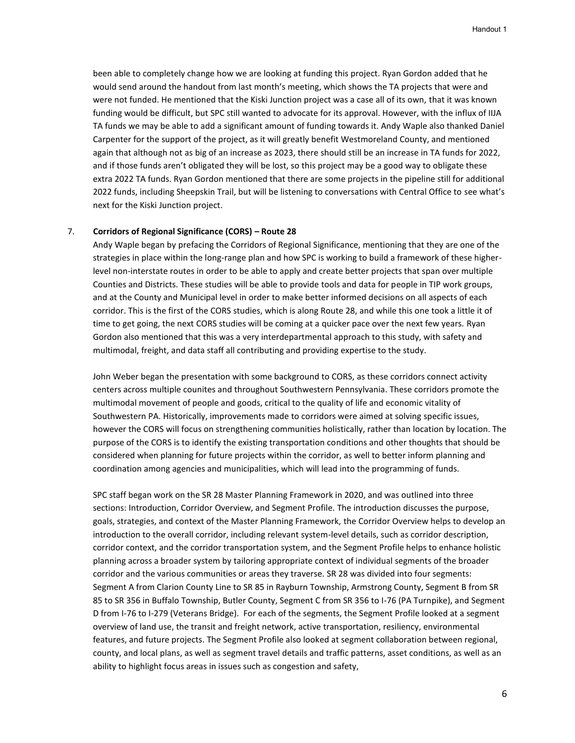been able to completely change how we are looking at funding this project. Ryan Gordon added that he would send around the handout from last month's meeting, which shows the TA projects that were and were not funded. He mentioned that the Kiski Junction project was a case all of its own, that it was known funding would be difficult, but SPC still wanted to advocate for its approval. However, with the influx of IIJA TA funds we may be able to add a significant amount of funding towards it. Andy Waple also thanked Daniel Carpenter for the support of the project, as it will greatly benefit Westmoreland County, and mentioned again that although not as big of an increase as 2023, there should still be an increase in TA funds for 2022, and if those funds aren't obligated they will be lost, so this project may be a good way to obligate these extra 2022 TA funds. Ryan Gordon mentioned that there are some projects in the pipeline still for additional 2022 funds, including Sheepskin Trail, but will be listening to conversations with Central Office to see what's next for the Kiski Junction project.

7. **Corridors of Regional Significance (CORS) – Route 28**

   Andy Waple began by prefacing the Corridors of Regional Significance, mentioning that they are one of the strategies in place within the long-range plan and how SPC is working to build a framework of these higher-level non-interstate routes in order to be able to apply and create better projects that span over multiple Counties and Districts. These studies will be able to provide tools and data for people in TIP work groups, and at the County and Municipal level in order to make better informed decisions on all aspects of each corridor. This is the first of the CORS studies, which is along Route 28, and while this one took a little it of time to get going, the next CORS studies will be coming at a quicker pace over the next few years. Ryan Gordon also mentioned that this was a very interdepartmental approach to this study, with safety and multimodal, freight, and data staff all contributing and providing expertise to the study.

   John Weber began the presentation with some background to CORS, as these corridors connect activity centers across multiple counites and throughout Southwestern Pennsylvania. These corridors promote the multimodal movement of people and goods, critical to the quality of life and economic vitality of Southwestern PA. Historically, improvements made to corridors were aimed at solving specific issues, however the CORS will focus on strengthening communities holistically, rather than location by location. The purpose of the CORS is to identify the existing transportation conditions and other thoughts that should be considered when planning for future projects within the corridor, as well to better inform planning and coordination among agencies and municipalities, which will lead into the programming of funds.

   SPC staff began work on the SR 28 Master Planning Framework in 2020, and was outlined into three sections: Introduction, Corridor Overview, and Segment Profile. The introduction discusses the purpose, goals, strategies, and context of the Master Planning Framework, the Corridor Overview helps to develop an introduction to the overall corridor, including relevant system-level details, such as corridor description, corridor context, and the corridor transportation system, and the Segment Profile helps to enhance holistic planning across a broader system by tailoring appropriate context of individual segments of the broader corridor and the various communities or areas they traverse. SR 28 was divided into four segments: Segment A from Clarion County Line to SR 85 in Rayburn Township, Armstrong County, Segment B from SR 85 to SR 356 in Buffalo Township, Butler County, Segment C from SR 356 to I-76 (PA Turnpike), and Segment D from I-76 to I-279 (Veterans Bridge). For each of the segments, the Segment Profile looked at a segment overview of land use, the transit and freight network, active transportation, resiliency, environmental features, and future projects. The Segment Profile also looked at segment collaboration between regional, county, and local plans, as well as segment travel details and traffic patterns, asset conditions, as well as an ability to highlight focus areas in issues such as congestion and safety,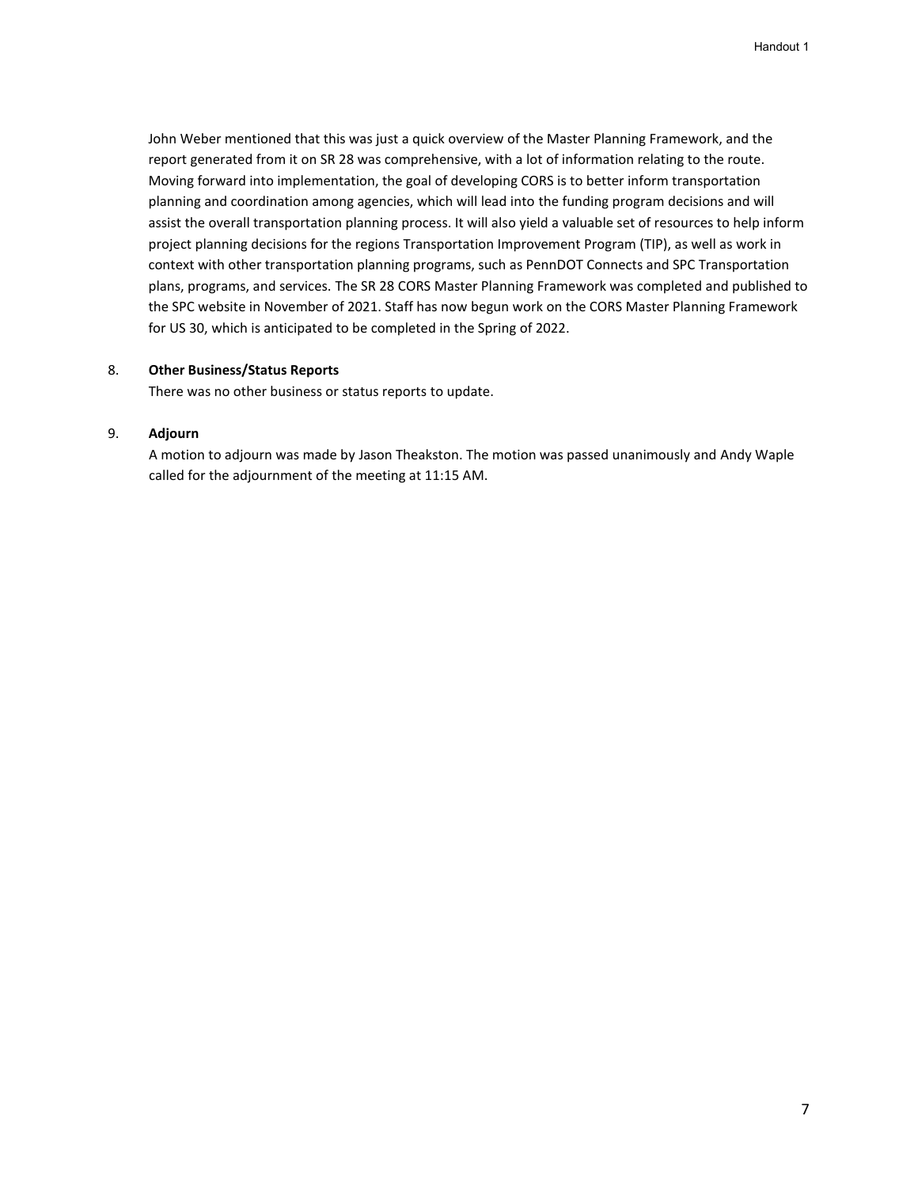John Weber mentioned that this was just a quick overview of the Master Planning Framework, and the report generated from it on SR 28 was comprehensive, with a lot of information relating to the route. Moving forward into implementation, the goal of developing CORS is to better inform transportation planning and coordination among agencies, which will lead into the funding program decisions and will assist the overall transportation planning process. It will also yield a valuable set of resources to help inform project planning decisions for the regions Transportation Improvement Program (TIP), as well as work in context with other transportation planning programs, such as PennDOT Connects and SPC Transportation plans, programs, and services. The SR 28 CORS Master Planning Framework was completed and published to the SPC website in November of 2021. Staff has now begun work on the CORS Master Planning Framework for US 30, which is anticipated to be completed in the Spring of 2022.

8. **Other Business/Status Reports**

   There was no other business or status reports to update.

9. **Adjourn**

   A motion to adjourn was made by Jason Theakston. The motion was passed unanimously and Andy Waple called for the adjournment of the meeting at 11:15 AM.